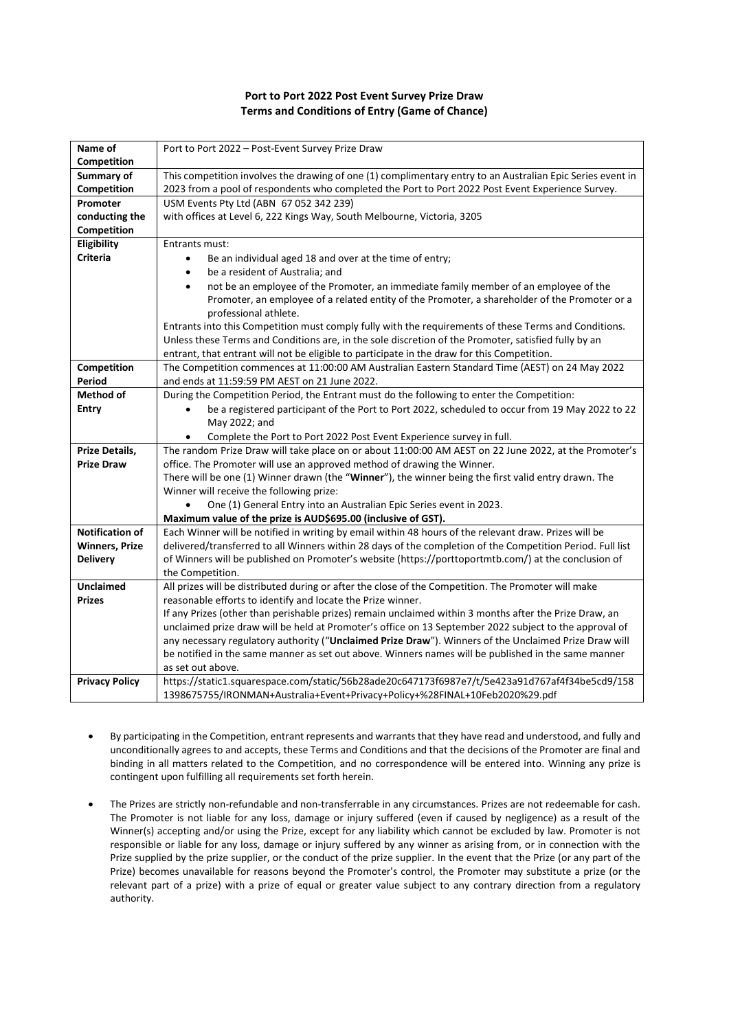# Port to Port 2022 Post Event Survey Prize Draw
## Terms and Conditions of Entry (Game of Chance)

| **Name of Competition** | Port to Port 2022 – Post-Event Survey Prize Draw |
|---|---|
| **Summary of Competition** | This competition involves the drawing of one (1) complimentary entry to an Australian Epic Series event in 2023 from a pool of respondents who completed the Port to Port 2022 Post Event Experience Survey. |
| **Promoter conducting the Competition** | USM Events Pty Ltd (ABN 67 052 342 239) with offices at Level 6, 222 Kings Way, South Melbourne, Victoria, 3205 |
| **Eligibility Criteria** | Entrants must: <br>• Be an individual aged 18 and over at the time of entry; <br>• be a resident of Australia; and <br>• not be an employee of the Promoter, an immediate family member of an employee of the Promoter, an employee of a related entity of the Promoter, a shareholder of the Promoter or a professional athlete. <br>Entrants into this Competition must comply fully with the requirements of these Terms and Conditions. Unless these Terms and Conditions are, in the sole discretion of the Promoter, satisfied fully by an entrant, that entrant will not be eligible to participate in the draw for this Competition. |
| **Competition Period** | The Competition commences at 11:00:00 AM Australian Eastern Standard Time (AEST) on 24 May 2022 and ends at 11:59:59 PM AEST on 21 June 2022. |
| **Method of Entry** | During the Competition Period, the Entrant must do the following to enter the Competition: <br>• be a registered participant of the Port to Port 2022, scheduled to occur from 19 May 2022 to 22 May 2022; and <br>• Complete the Port to Port 2022 Post Event Experience survey in full. |
| **Prize Details, Prize Draw** | The random Prize Draw will take place on or about 11:00:00 AM AEST on 22 June 2022, at the Promoter's office. The Promoter will use an approved method of drawing the Winner. <br>There will be one (1) Winner drawn (the "**Winner**"), the winner being the first valid entry drawn. The Winner will receive the following prize: <br>• One (1) General Entry into an Australian Epic Series event in 2023. <br>**Maximum value of the prize is AUD$695.00 (inclusive of GST).** |
| **Notification of Winners, Prize Delivery** | Each Winner will be notified in writing by email within 48 hours of the relevant draw. Prizes will be delivered/transferred to all Winners within 28 days of the completion of the Competition Period. Full list of Winners will be published on Promoter's website (https://porttoportmtb.com/) at the conclusion of the Competition. |
| **Unclaimed Prizes** | All prizes will be distributed during or after the close of the Competition. The Promoter will make reasonable efforts to identify and locate the Prize winner. <br>If any Prizes (other than perishable prizes) remain unclaimed within 3 months after the Prize Draw, an unclaimed prize draw will be held at Promoter's office on 13 September 2022 subject to the approval of any necessary regulatory authority ("**Unclaimed Prize Draw**"). Winners of the Unclaimed Prize Draw will be notified in the same manner as set out above. Winners names will be published in the same manner as set out above. |
| **Privacy Policy** | https://static1.squarespace.com/static/56b28ade20c647173f6987e7/t/5e423a91d767af4f34be5cd9/1581398675755/IRONMAN+Australia+Event+Privacy+Policy+%28FINAL+10Feb2020%29.pdf |

- By participating in the Competition, entrant represents and warrants that they have read and understood, and fully and unconditionally agrees to and accepts, these Terms and Conditions and that the decisions of the Promoter are final and binding in all matters related to the Competition, and no correspondence will be entered into. Winning any prize is contingent upon fulfilling all requirements set forth herein.

- The Prizes are strictly non-refundable and non-transferrable in any circumstances. Prizes are not redeemable for cash. The Promoter is not liable for any loss, damage or injury suffered (even if caused by negligence) as a result of the Winner(s) accepting and/or using the Prize, except for any liability which cannot be excluded by law. Promoter is not responsible or liable for any loss, damage or injury suffered by any winner as arising from, or in connection with the Prize supplied by the prize supplier, or the conduct of the prize supplier. In the event that the Prize (or any part of the Prize) becomes unavailable for reasons beyond the Promoter's control, the Promoter may substitute a prize (or the relevant part of a prize) with a prize of equal or greater value subject to any contrary direction from a regulatory authority.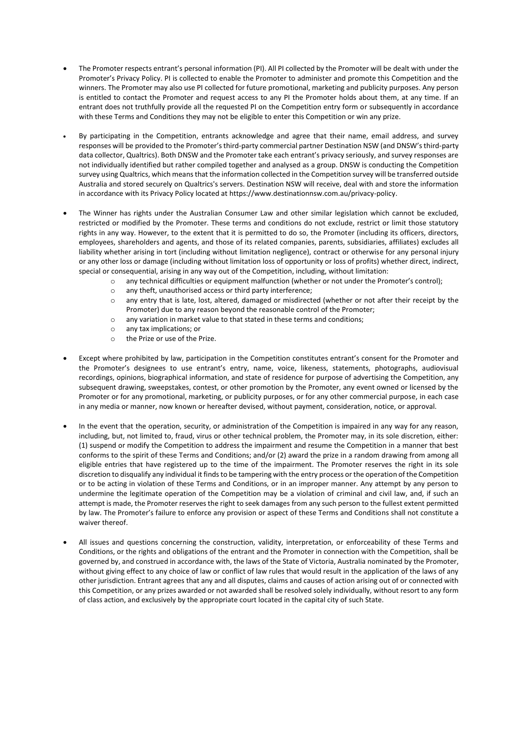- The Promoter respects entrant's personal information (PI). All PI collected by the Promoter will be dealt with under the Promoter's Privacy Policy. PI is collected to enable the Promoter to administer and promote this Competition and the winners. The Promoter may also use PI collected for future promotional, marketing and publicity purposes. Any person is entitled to contact the Promoter and request access to any PI the Promoter holds about them, at any time. If an entrant does not truthfully provide all the requested PI on the Competition entry form or subsequently in accordance with these Terms and Conditions they may not be eligible to enter this Competition or win any prize.

- By participating in the Competition, entrants acknowledge and agree that their name, email address, and survey responses will be provided to the Promoter's third-party commercial partner Destination NSW (and DNSW's third-party data collector, Qualtrics). Both DNSW and the Promoter take each entrant's privacy seriously, and survey responses are not individually identified but rather compiled together and analysed as a group. DNSW is conducting the Competition survey using Qualtrics, which means that the information collected in the Competition survey will be transferred outside Australia and stored securely on Qualtrics's servers. Destination NSW will receive, deal with and store the information in accordance with its Privacy Policy located at https://www.destinationnsw.com.au/privacy-policy.

- The Winner has rights under the Australian Consumer Law and other similar legislation which cannot be excluded, restricted or modified by the Promoter. These terms and conditions do not exclude, restrict or limit those statutory rights in any way. However, to the extent that it is permitted to do so, the Promoter (including its officers, directors, employees, shareholders and agents, and those of its related companies, parents, subsidiaries, affiliates) excludes all liability whether arising in tort (including without limitation negligence), contract or otherwise for any personal injury or any other loss or damage (including without limitation loss of opportunity or loss of profits) whether direct, indirect, special or consequential, arising in any way out of the Competition, including, without limitation:
    - any technical difficulties or equipment malfunction (whether or not under the Promoter's control);
    - any theft, unauthorised access or third party interference;
    - any entry that is late, lost, altered, damaged or misdirected (whether or not after their receipt by the Promoter) due to any reason beyond the reasonable control of the Promoter;
    - any variation in market value to that stated in these terms and conditions;
    - any tax implications; or
    - the Prize or use of the Prize.

- Except where prohibited by law, participation in the Competition constitutes entrant's consent for the Promoter and the Promoter's designees to use entrant's entry, name, voice, likeness, statements, photographs, audiovisual recordings, opinions, biographical information, and state of residence for purpose of advertising the Competition, any subsequent drawing, sweepstakes, contest, or other promotion by the Promoter, any event owned or licensed by the Promoter or for any promotional, marketing, or publicity purposes, or for any other commercial purpose, in each case in any media or manner, now known or hereafter devised, without payment, consideration, notice, or approval.

- In the event that the operation, security, or administration of the Competition is impaired in any way for any reason, including, but, not limited to, fraud, virus or other technical problem, the Promoter may, in its sole discretion, either: (1) suspend or modify the Competition to address the impairment and resume the Competition in a manner that best conforms to the spirit of these Terms and Conditions; and/or (2) award the prize in a random drawing from among all eligible entries that have registered up to the time of the impairment. The Promoter reserves the right in its sole discretion to disqualify any individual it finds to be tampering with the entry process or the operation of the Competition or to be acting in violation of these Terms and Conditions, or in an improper manner. Any attempt by any person to undermine the legitimate operation of the Competition may be a violation of criminal and civil law, and, if such an attempt is made, the Promoter reserves the right to seek damages from any such person to the fullest extent permitted by law. The Promoter's failure to enforce any provision or aspect of these Terms and Conditions shall not constitute a waiver thereof.

- All issues and questions concerning the construction, validity, interpretation, or enforceability of these Terms and Conditions, or the rights and obligations of the entrant and the Promoter in connection with the Competition, shall be governed by, and construed in accordance with, the laws of the State of Victoria, Australia nominated by the Promoter, without giving effect to any choice of law or conflict of law rules that would result in the application of the laws of any other jurisdiction. Entrant agrees that any and all disputes, claims and causes of action arising out of or connected with this Competition, or any prizes awarded or not awarded shall be resolved solely individually, without resort to any form of class action, and exclusively by the appropriate court located in the capital city of such State.